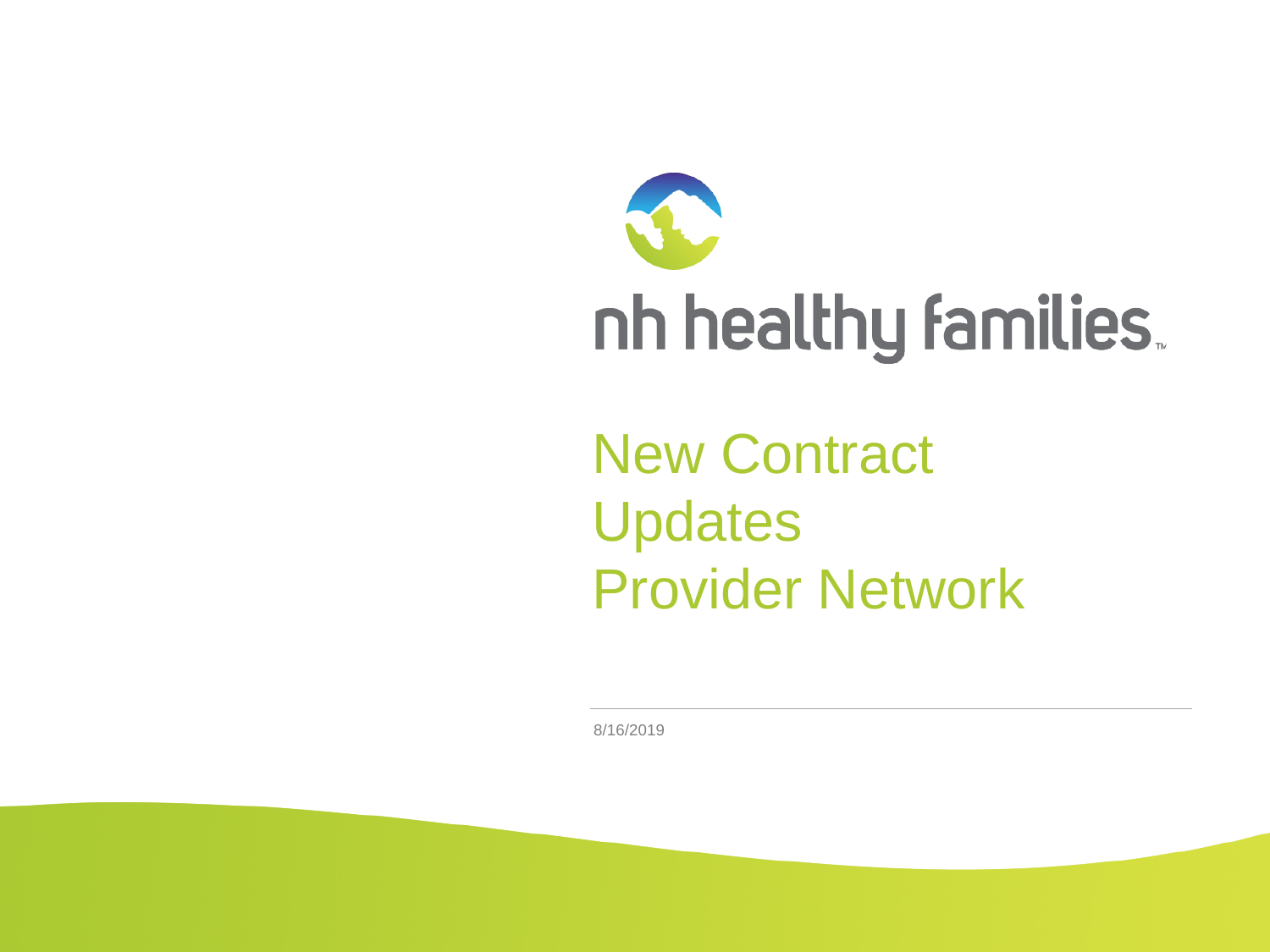nh healthy families™

# New Contract Updates Provider Network

8/16/2019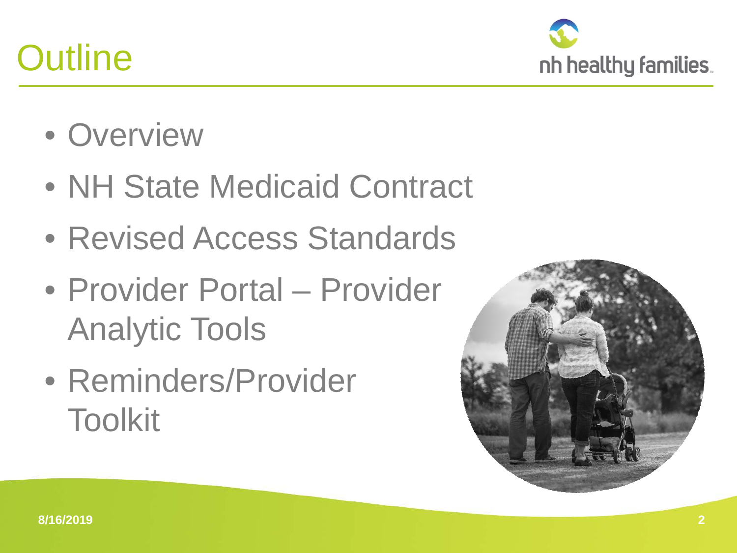# Outline

- Overview
- NH State Medicaid Contract
- Revised Access Standards
- Provider Portal – Provider Analytic Tools
- Reminders/Provider Toolkit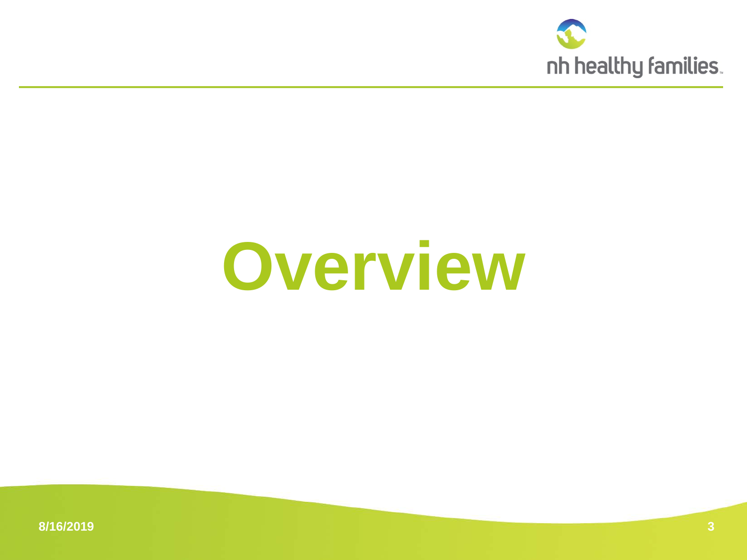# Overview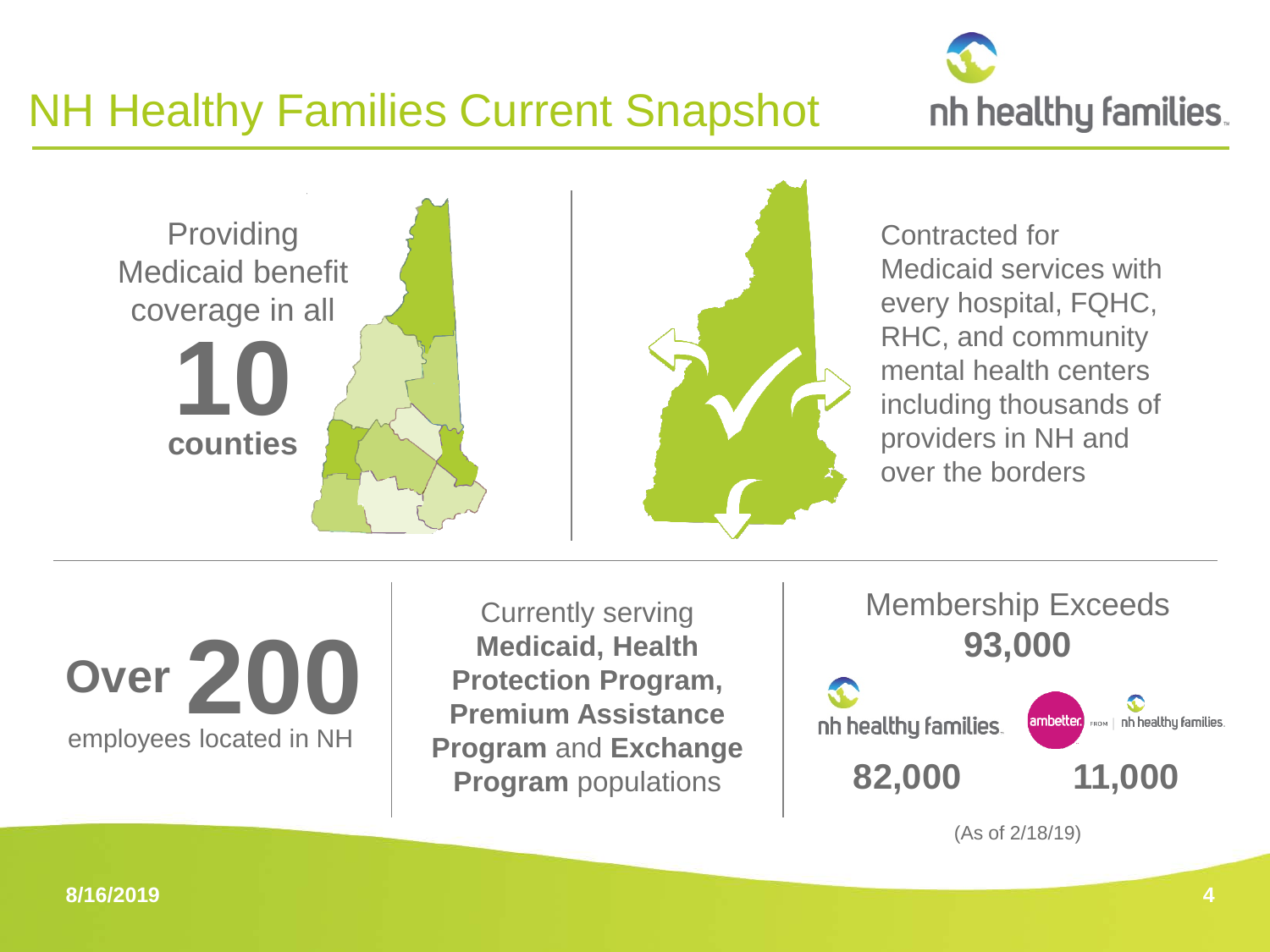# NH Healthy Families Current Snapshot

Providing Medicaid benefit coverage in all **10 counties**

Contracted for Medicaid services with every hospital, FQHC, RHC, and community mental health centers including thousands of providers in NH and over the borders

**Over 200** employees located in NH

Currently serving **Medicaid, Health Protection Program, Premium Assistance Program** and **Exchange Program** populations

Membership Exceeds **93,000**

| nh healthy families | ambetter from nh healthy families |
| --- | --- |
| **82,000** | **11,000** |

(As of 2/18/19)

**8/16/2019**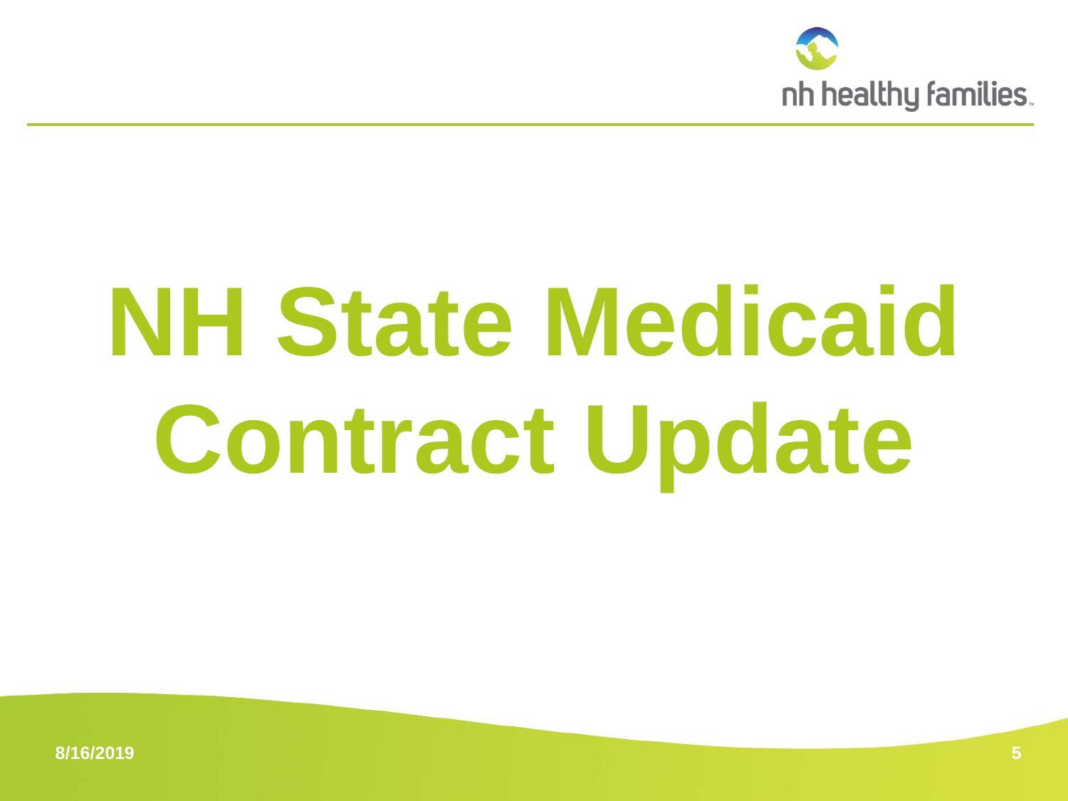# NH State Medicaid Contract Update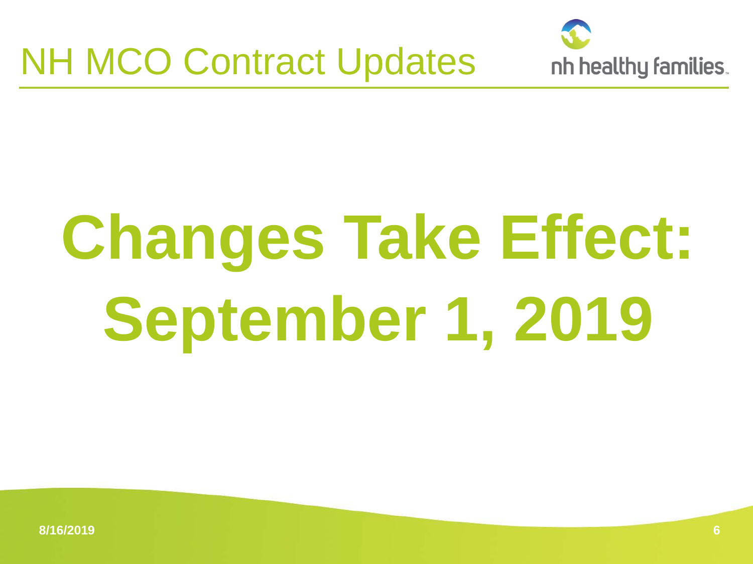# NH MCO Contract Updates

nh healthy families

# Changes Take Effect: September 1, 2019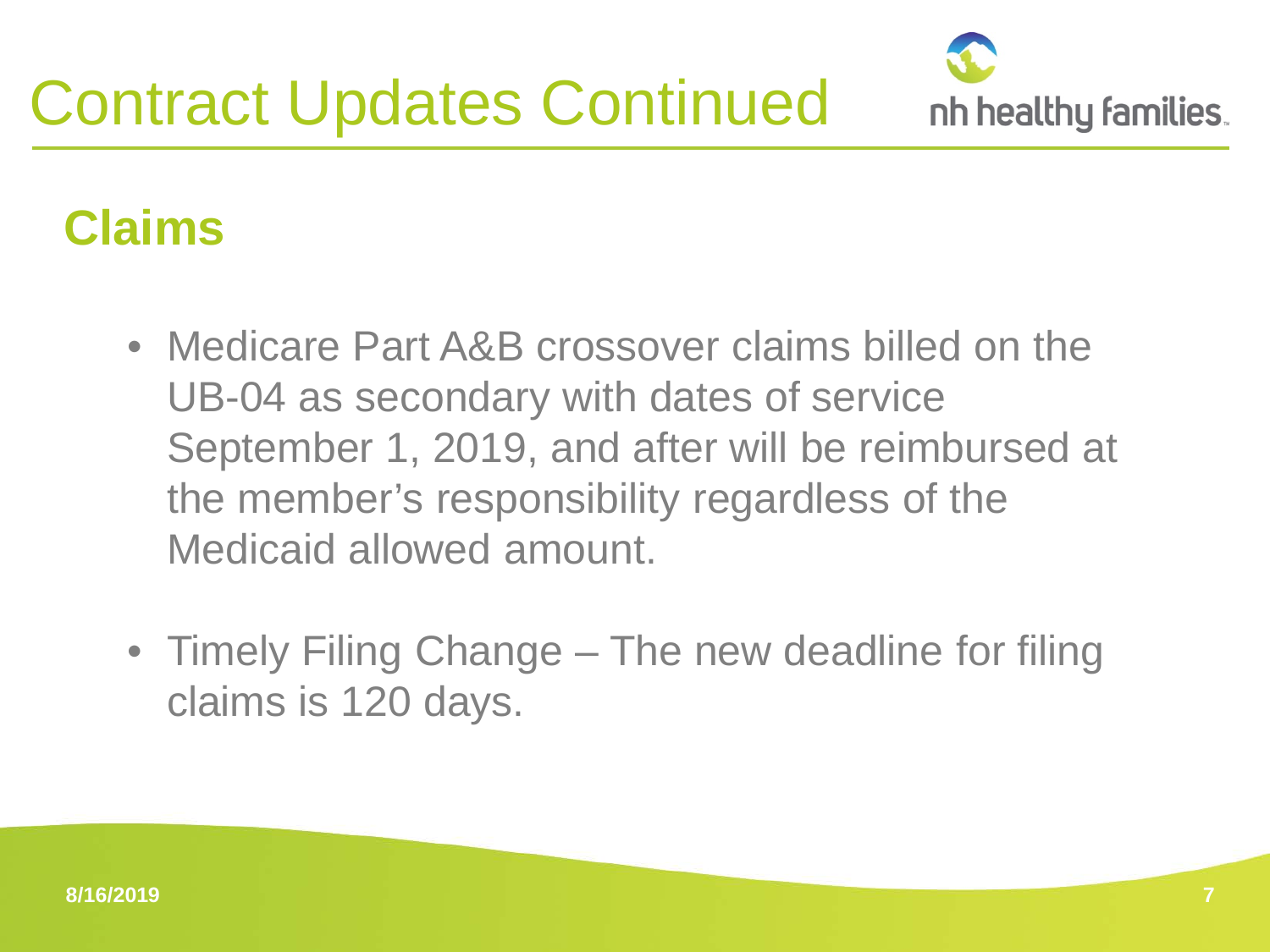# Contract Updates Continued

## Claims

- Medicare Part A&B crossover claims billed on the UB-04 as secondary with dates of service September 1, 2019, and after will be reimbursed at the member's responsibility regardless of the Medicaid allowed amount.
- Timely Filing Change – The new deadline for filing claims is 120 days.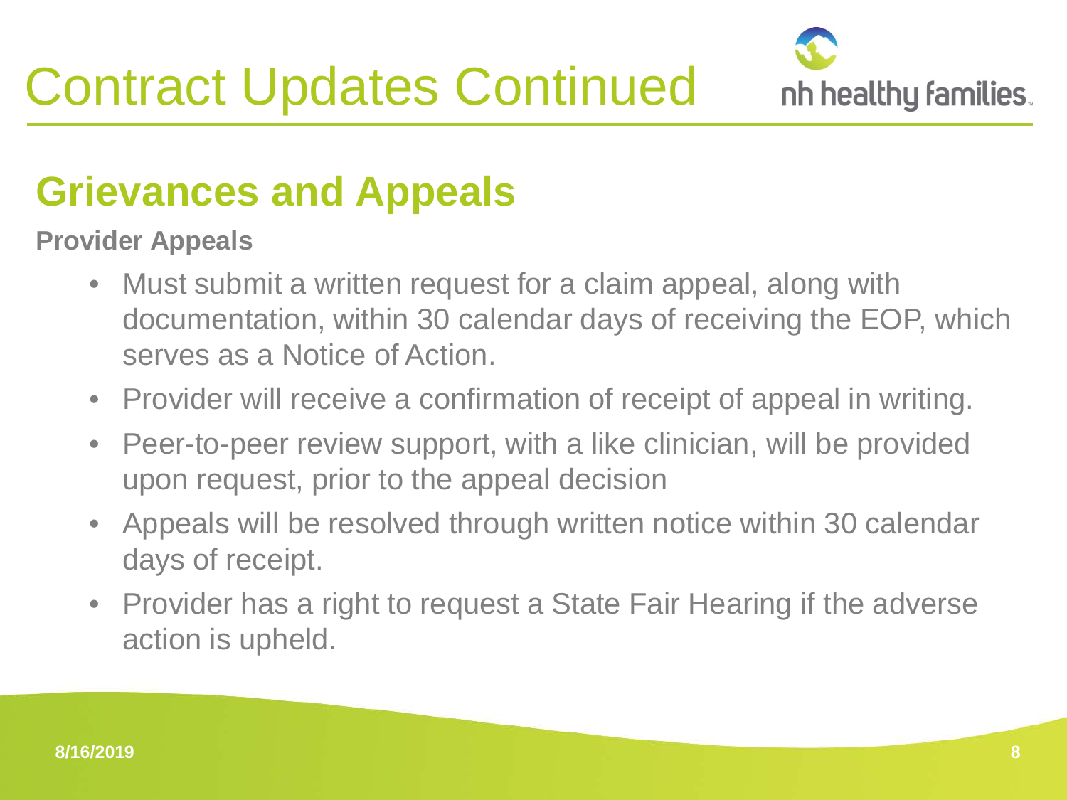# Contract Updates Continued

## Grievances and Appeals

**Provider Appeals**

- Must submit a written request for a claim appeal, along with documentation, within 30 calendar days of receiving the EOP, which serves as a Notice of Action.
- Provider will receive a confirmation of receipt of appeal in writing.
- Peer-to-peer review support, with a like clinician, will be provided upon request, prior to the appeal decision
- Appeals will be resolved through written notice within 30 calendar days of receipt.
- Provider has a right to request a State Fair Hearing if the adverse action is upheld.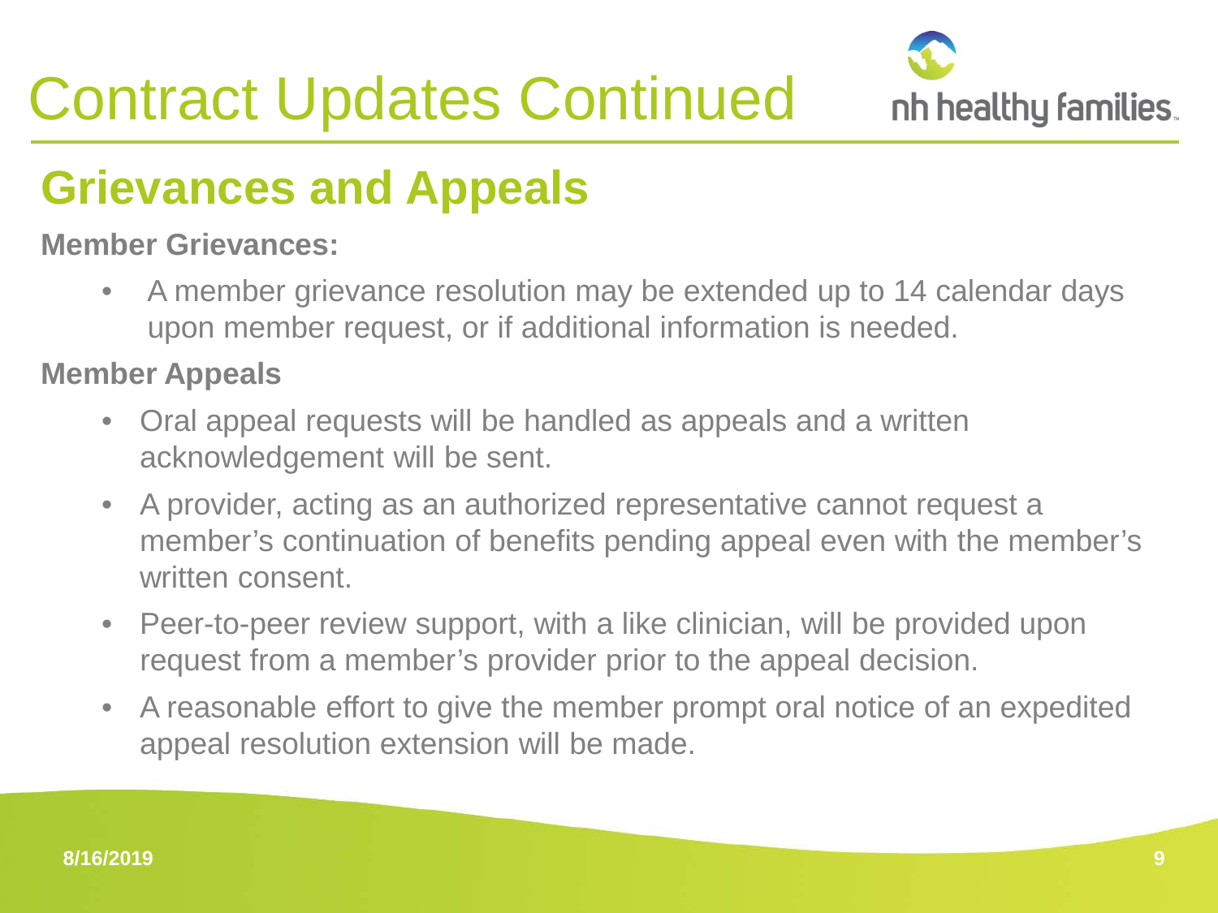# Contract Updates Continued

## Grievances and Appeals

**Member Grievances:**

- A member grievance resolution may be extended up to 14 calendar days upon member request, or if additional information is needed.

**Member Appeals**

- Oral appeal requests will be handled as appeals and a written acknowledgement will be sent.
- A provider, acting as an authorized representative cannot request a member's continuation of benefits pending appeal even with the member's written consent.
- Peer-to-peer review support, with a like clinician, will be provided upon request from a member's provider prior to the appeal decision.
- A reasonable effort to give the member prompt oral notice of an expedited appeal resolution extension will be made.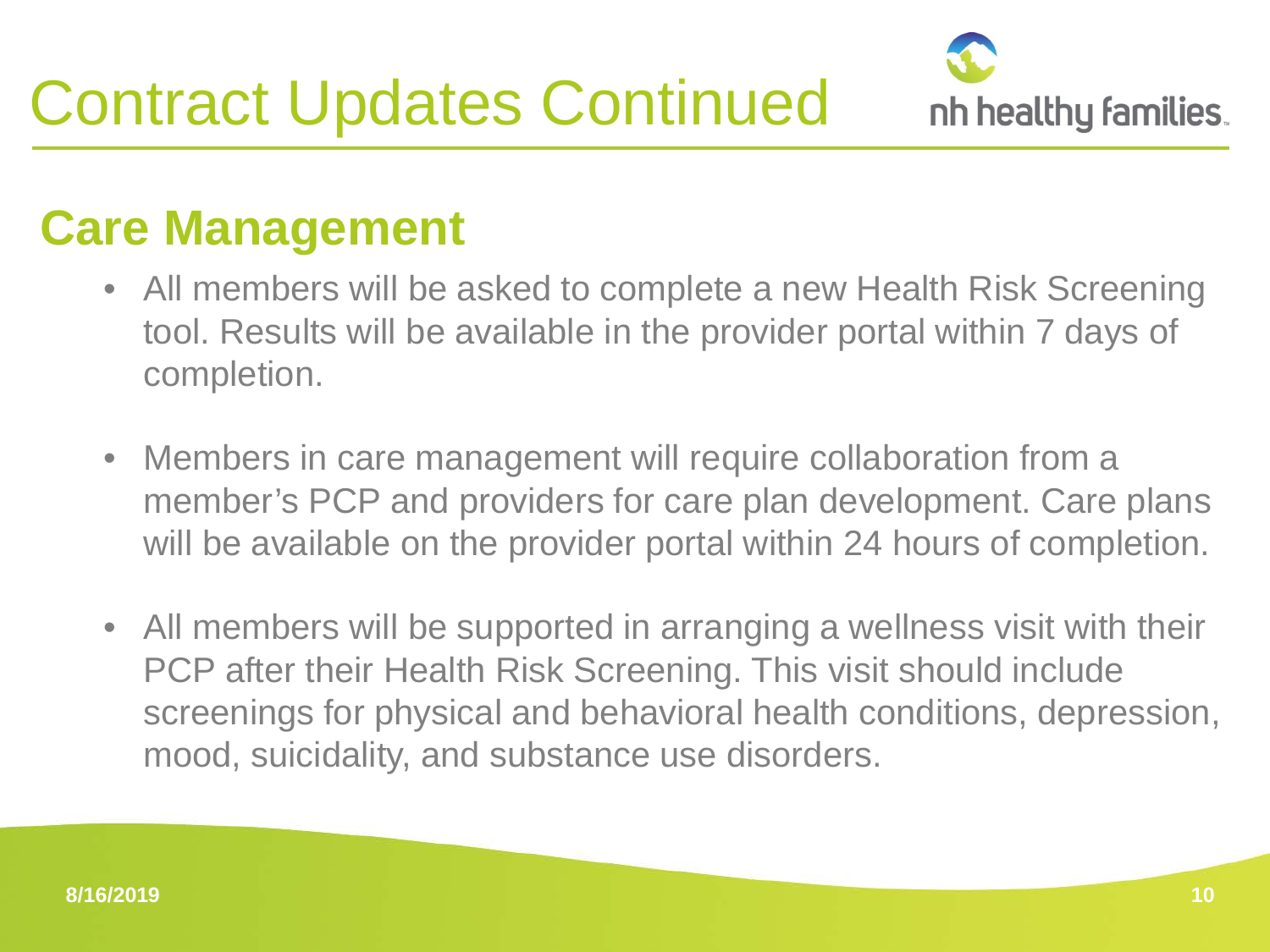# Contract Updates Continued

## Care Management

- All members will be asked to complete a new Health Risk Screening tool. Results will be available in the provider portal within 7 days of completion.
- Members in care management will require collaboration from a member's PCP and providers for care plan development. Care plans will be available on the provider portal within 24 hours of completion.
- All members will be supported in arranging a wellness visit with their PCP after their Health Risk Screening. This visit should include screenings for physical and behavioral health conditions, depression, mood, suicidality, and substance use disorders.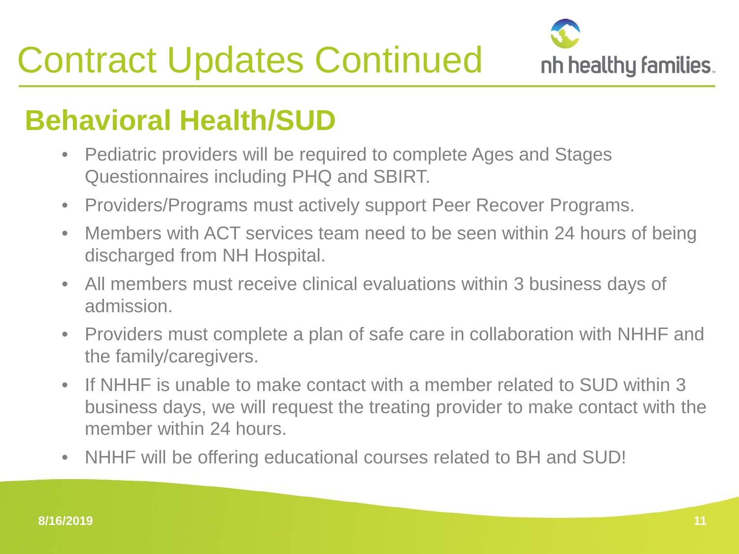# Contract Updates Continued

## Behavioral Health/SUD

- Pediatric providers will be required to complete Ages and Stages Questionnaires including PHQ and SBIRT.
- Providers/Programs must actively support Peer Recover Programs.
- Members with ACT services team need to be seen within 24 hours of being discharged from NH Hospital.
- All members must receive clinical evaluations within 3 business days of admission.
- Providers must complete a plan of safe care in collaboration with NHHF and the family/caregivers.
- If NHHF is unable to make contact with a member related to SUD within 3 business days, we will request the treating provider to make contact with the member within 24 hours.
- NHHF will be offering educational courses related to BH and SUD!

8/16/2019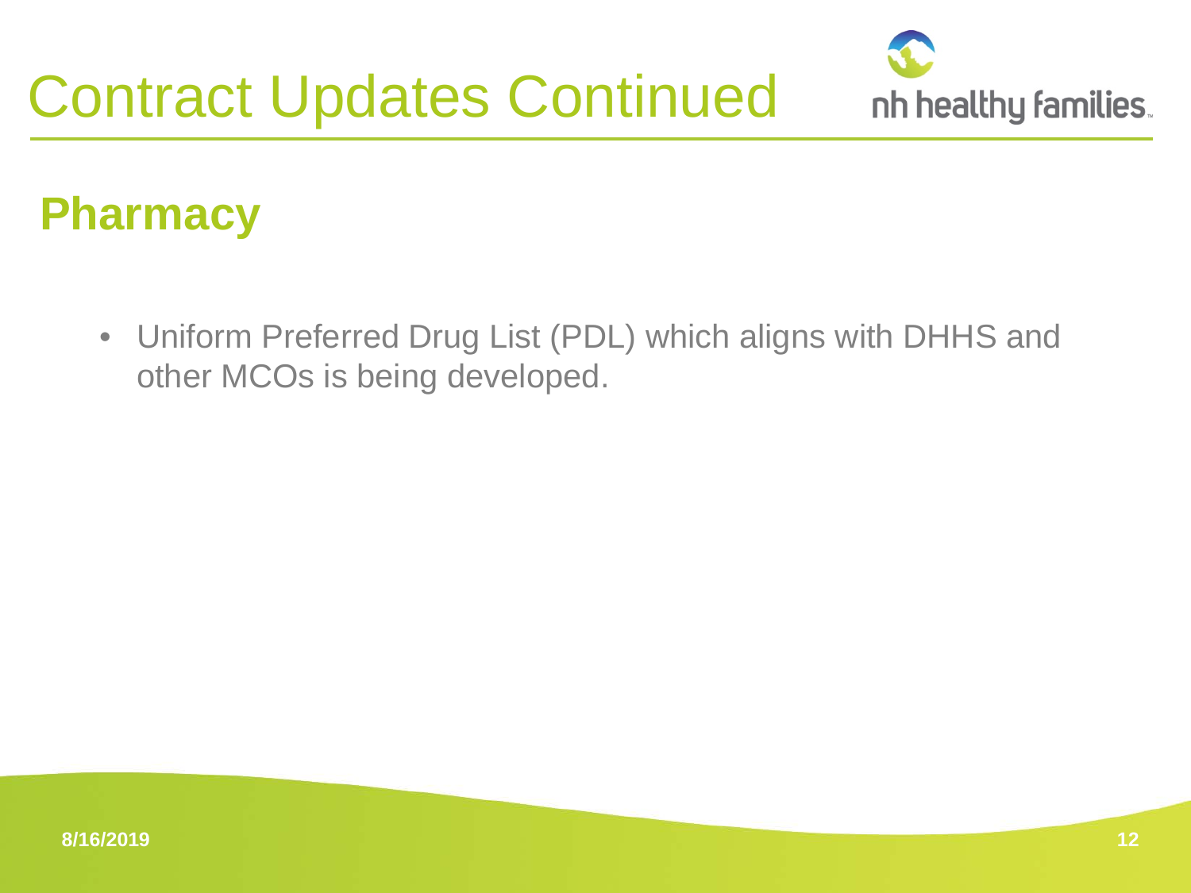# Contract Updates Continued

## Pharmacy

- Uniform Preferred Drug List (PDL) which aligns with DHHS and other MCOs is being developed.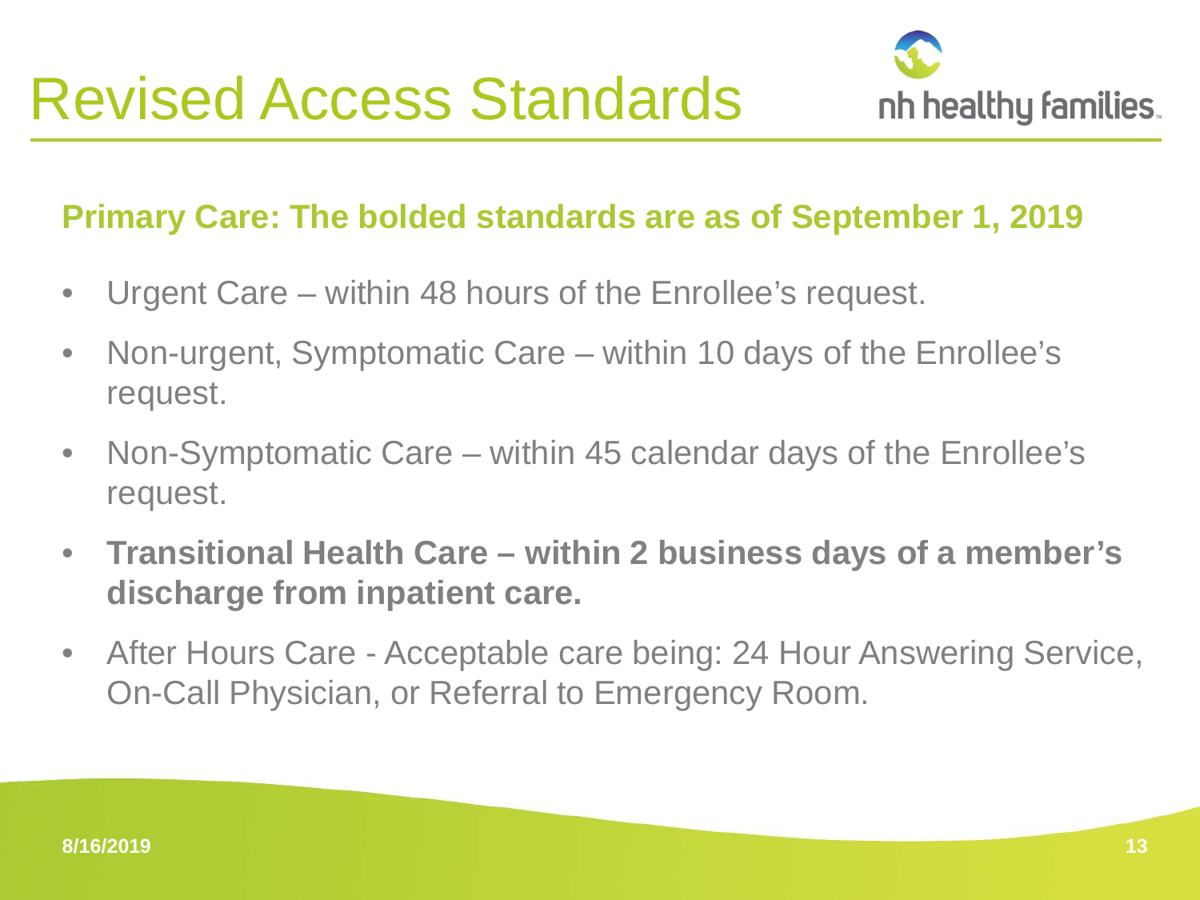# Revised Access Standards

## Primary Care: The bolded standards are as of September 1, 2019

- Urgent Care – within 48 hours of the Enrollee's request.
- Non-urgent, Symptomatic Care – within 10 days of the Enrollee's request.
- Non-Symptomatic Care – within 45 calendar days of the Enrollee's request.
- **Transitional Health Care – within 2 business days of a member's discharge from inpatient care.**
- After Hours Care - Acceptable care being: 24 Hour Answering Service, On-Call Physician, or Referral to Emergency Room.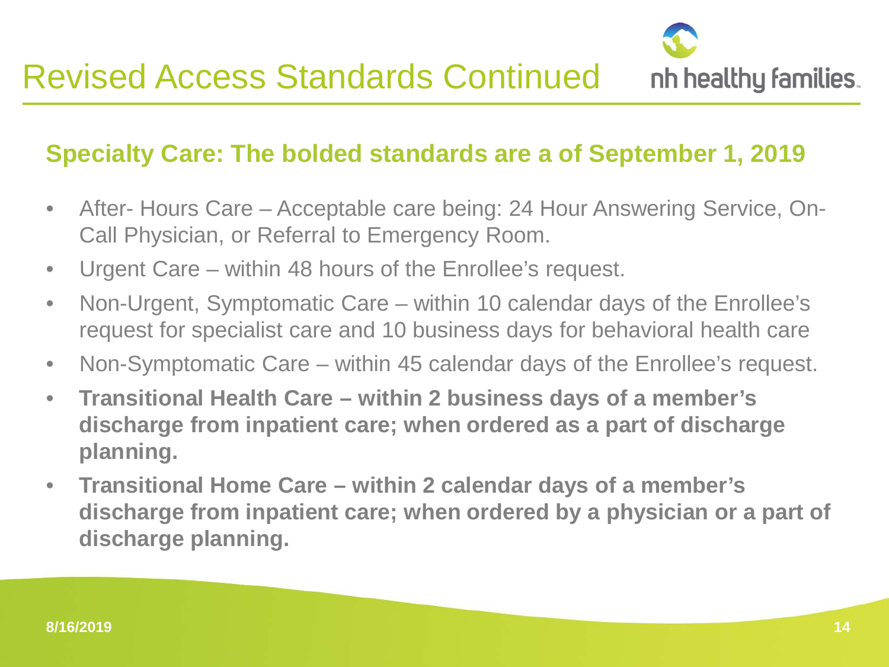# Revised Access Standards Continued

## Specialty Care: The bolded standards are a of September 1, 2019

- After- Hours Care – Acceptable care being: 24 Hour Answering Service, On-Call Physician, or Referral to Emergency Room.
- Urgent Care – within 48 hours of the Enrollee's request.
- Non-Urgent, Symptomatic Care – within 10 calendar days of the Enrollee's request for specialist care and 10 business days for behavioral health care
- Non-Symptomatic Care – within 45 calendar days of the Enrollee's request.
- **Transitional Health Care – within 2 business days of a member's discharge from inpatient care; when ordered as a part of discharge planning.**
- **Transitional Home Care – within 2 calendar days of a member's discharge from inpatient care; when ordered by a physician or a part of discharge planning.**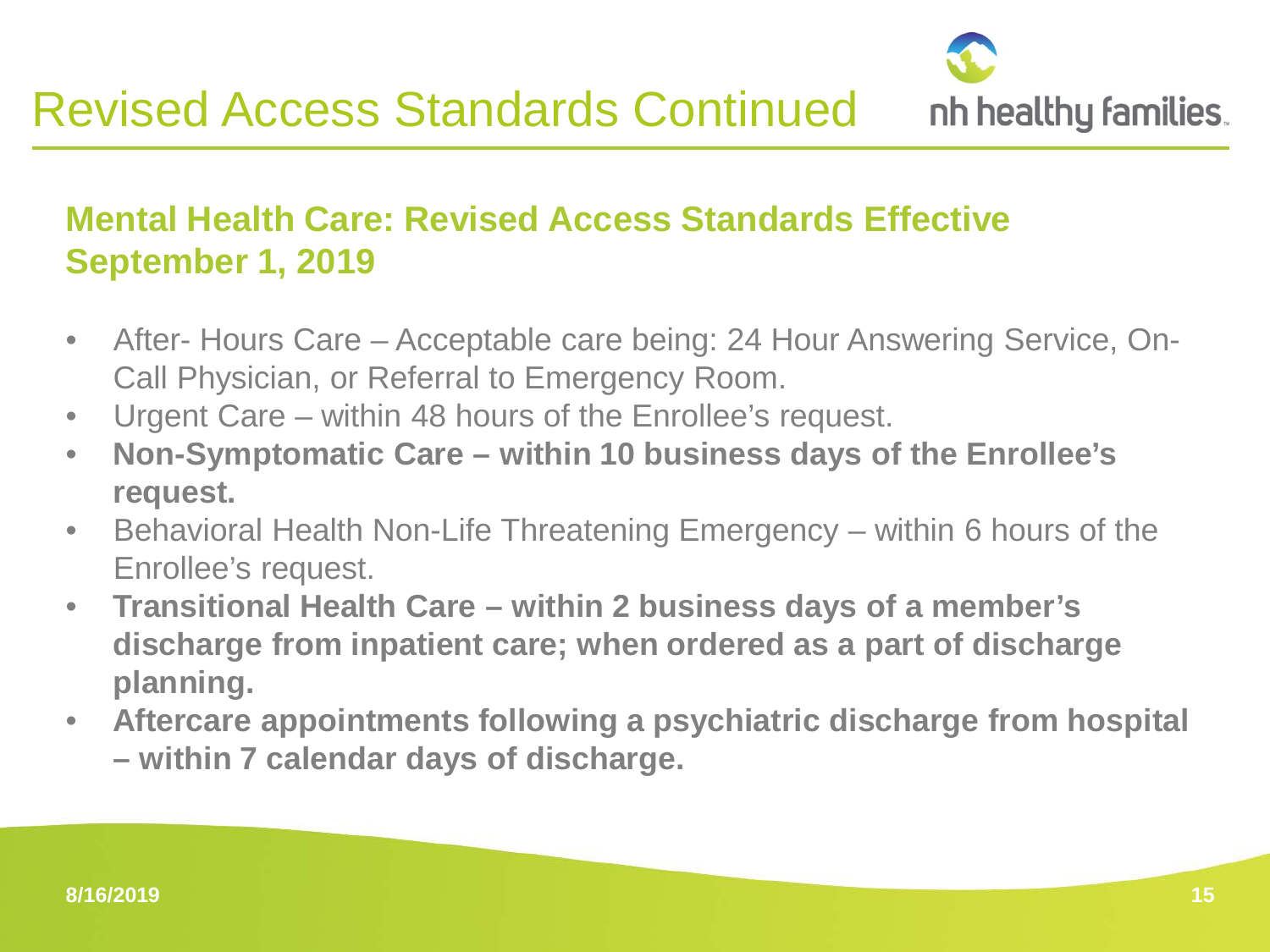# Revised Access Standards Continued

## Mental Health Care: Revised Access Standards Effective September 1, 2019

- After- Hours Care – Acceptable care being: 24 Hour Answering Service, On-Call Physician, or Referral to Emergency Room.
- Urgent Care – within 48 hours of the Enrollee's request.
- **Non-Symptomatic Care – within 10 business days of the Enrollee's request.**
- Behavioral Health Non-Life Threatening Emergency – within 6 hours of the Enrollee's request.
- **Transitional Health Care – within 2 business days of a member's discharge from inpatient care; when ordered as a part of discharge planning.**
- **Aftercare appointments following a psychiatric discharge from hospital – within 7 calendar days of discharge.**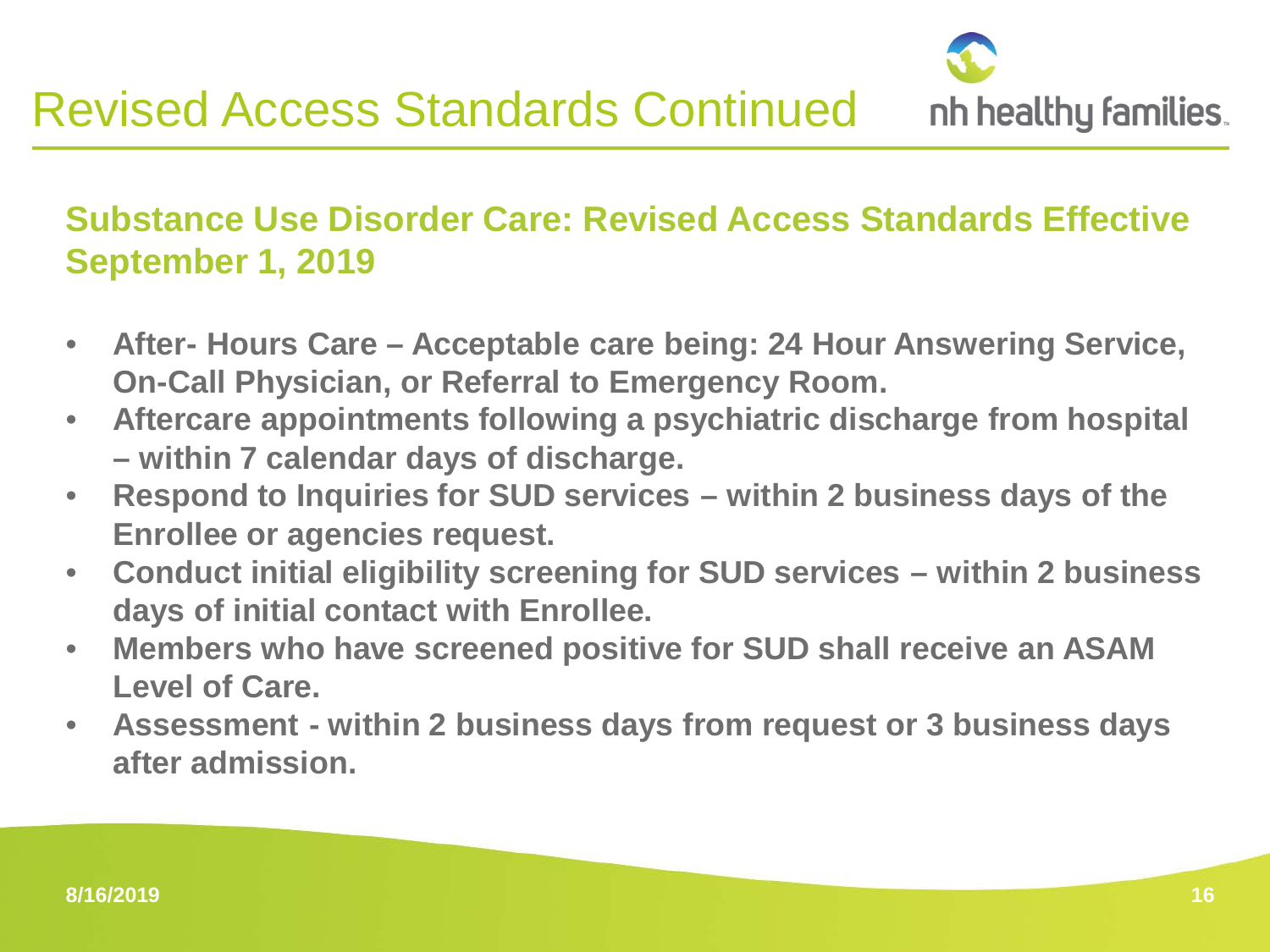# Revised Access Standards Continued

## Substance Use Disorder Care: Revised Access Standards Effective September 1, 2019

- **After- Hours Care – Acceptable care being: 24 Hour Answering Service, On-Call Physician, or Referral to Emergency Room.**
- **Aftercare appointments following a psychiatric discharge from hospital – within 7 calendar days of discharge.**
- **Respond to Inquiries for SUD services – within 2 business days of the Enrollee or agencies request.**
- **Conduct initial eligibility screening for SUD services – within 2 business days of initial contact with Enrollee.**
- **Members who have screened positive for SUD shall receive an ASAM Level of Care.**
- **Assessment - within 2 business days from request or 3 business days after admission.**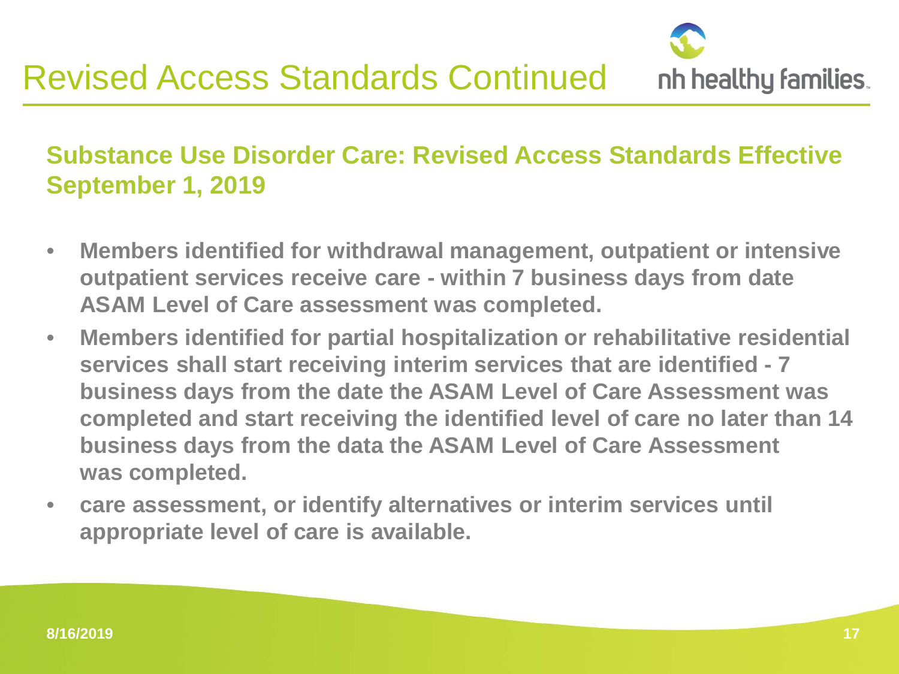# Revised Access Standards Continued

## Substance Use Disorder Care: Revised Access Standards Effective September 1, 2019

- **Members identified for withdrawal management, outpatient or intensive outpatient services receive care - within 7 business days from date ASAM Level of Care assessment was completed.**
- **Members identified for partial hospitalization or rehabilitative residential services shall start receiving interim services that are identified - 7 business days from the date the ASAM Level of Care Assessment was completed and start receiving the identified level of care no later than 14 business days from the data the ASAM Level of Care Assessment was completed.**
- **care assessment, or identify alternatives or interim services until appropriate level of care is available.**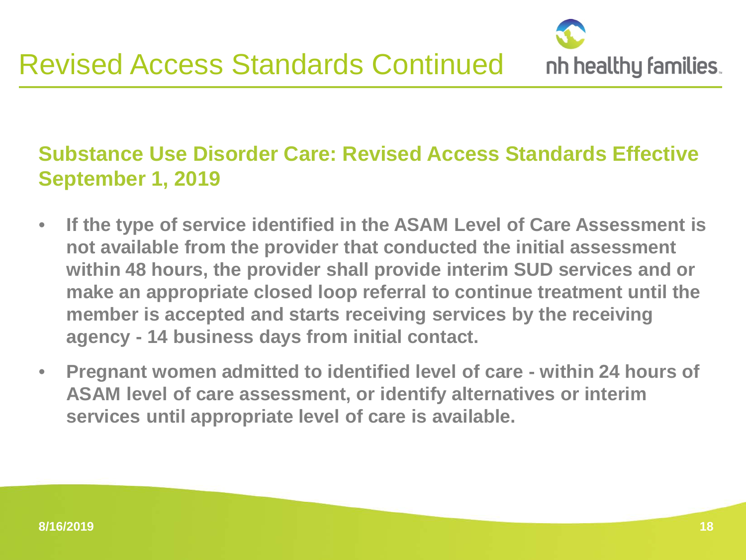# Revised Access Standards Continued

## Substance Use Disorder Care: Revised Access Standards Effective September 1, 2019

- **If the type of service identified in the ASAM Level of Care Assessment is not available from the provider that conducted the initial assessment within 48 hours, the provider shall provide interim SUD services and or make an appropriate closed loop referral to continue treatment until the member is accepted and starts receiving services by the receiving agency - 14 business days from initial contact.**
- **Pregnant women admitted to identified level of care - within 24 hours of ASAM level of care assessment, or identify alternatives or interim services until appropriate level of care is available.**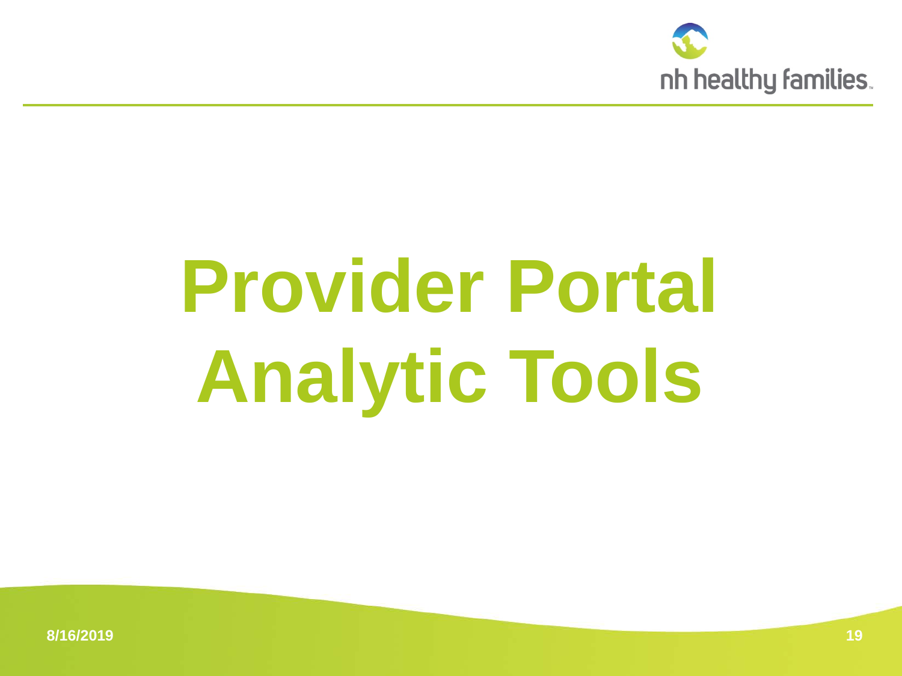# Provider Portal Analytic Tools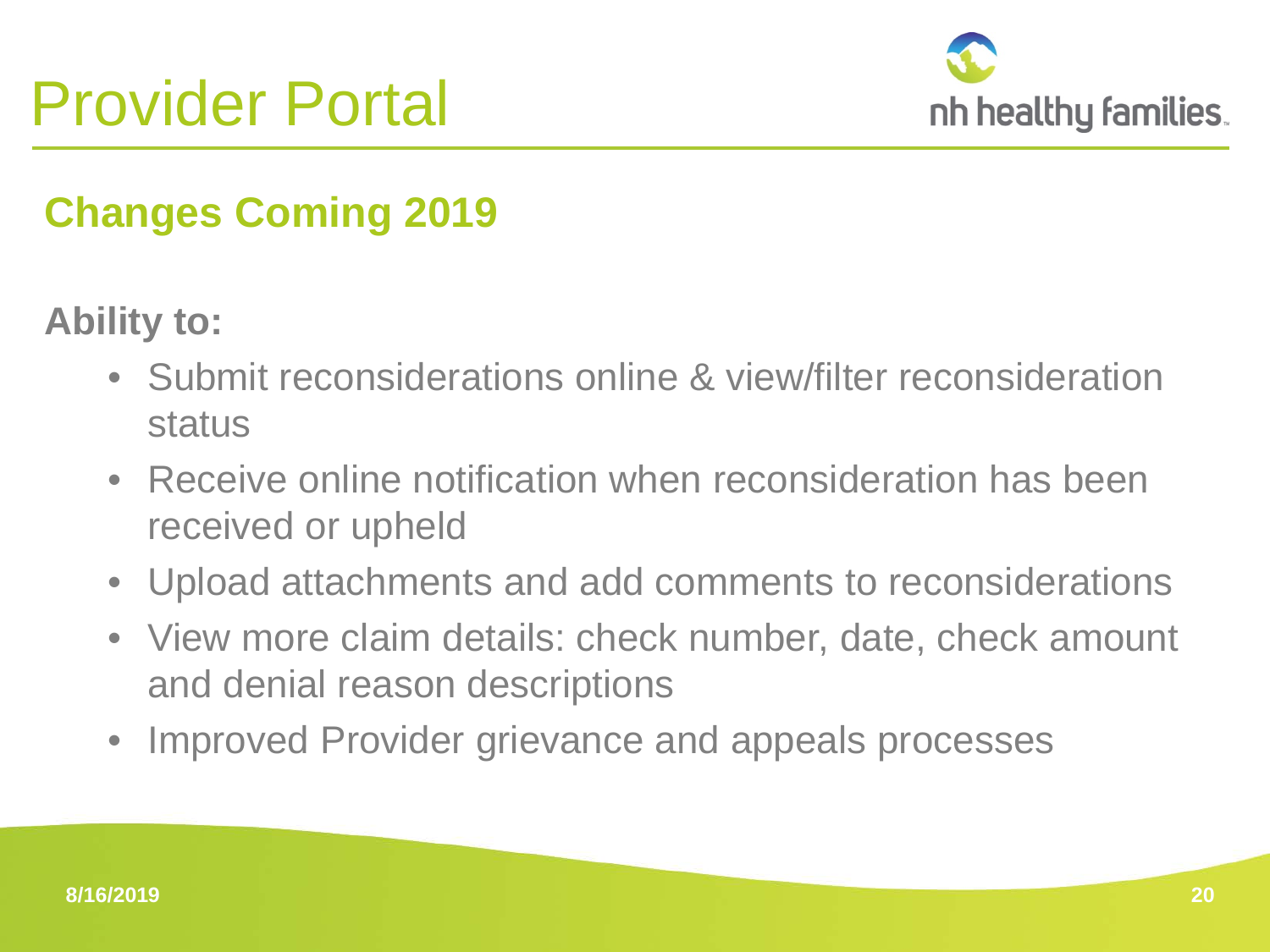# Provider Portal

## Changes Coming 2019

**Ability to:**

- Submit reconsiderations online & view/filter reconsideration status
- Receive online notification when reconsideration has been received or upheld
- Upload attachments and add comments to reconsiderations
- View more claim details: check number, date, check amount and denial reason descriptions
- Improved Provider grievance and appeals processes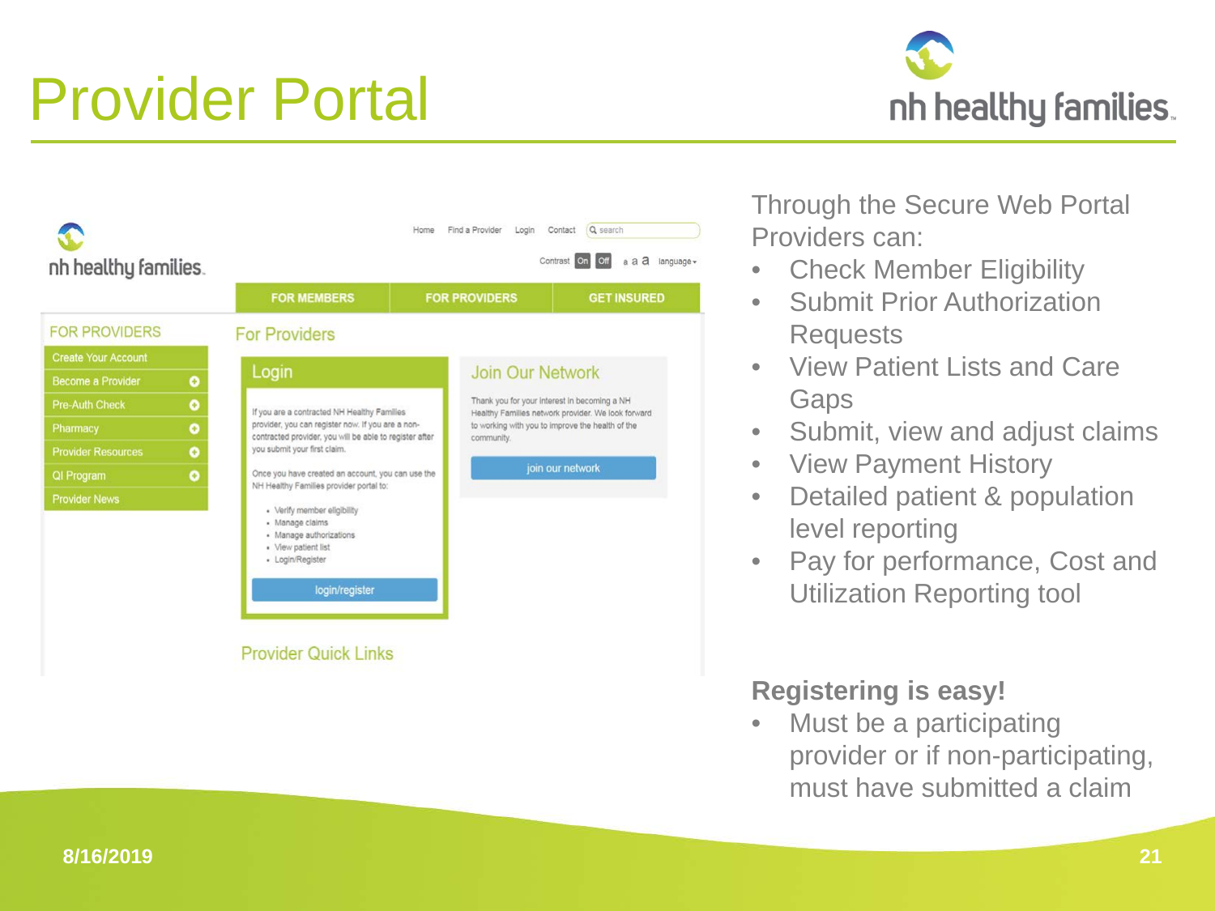# Provider Portal

Through the Secure Web Portal Providers can:

- Check Member Eligibility
- Submit Prior Authorization Requests
- View Patient Lists and Care Gaps
- Submit, view and adjust claims
- View Payment History
- Detailed patient & population level reporting
- Pay for performance, Cost and Utilization Reporting tool

**Registering is easy!**

- Must be a participating provider or if non-participating, must have submitted a claim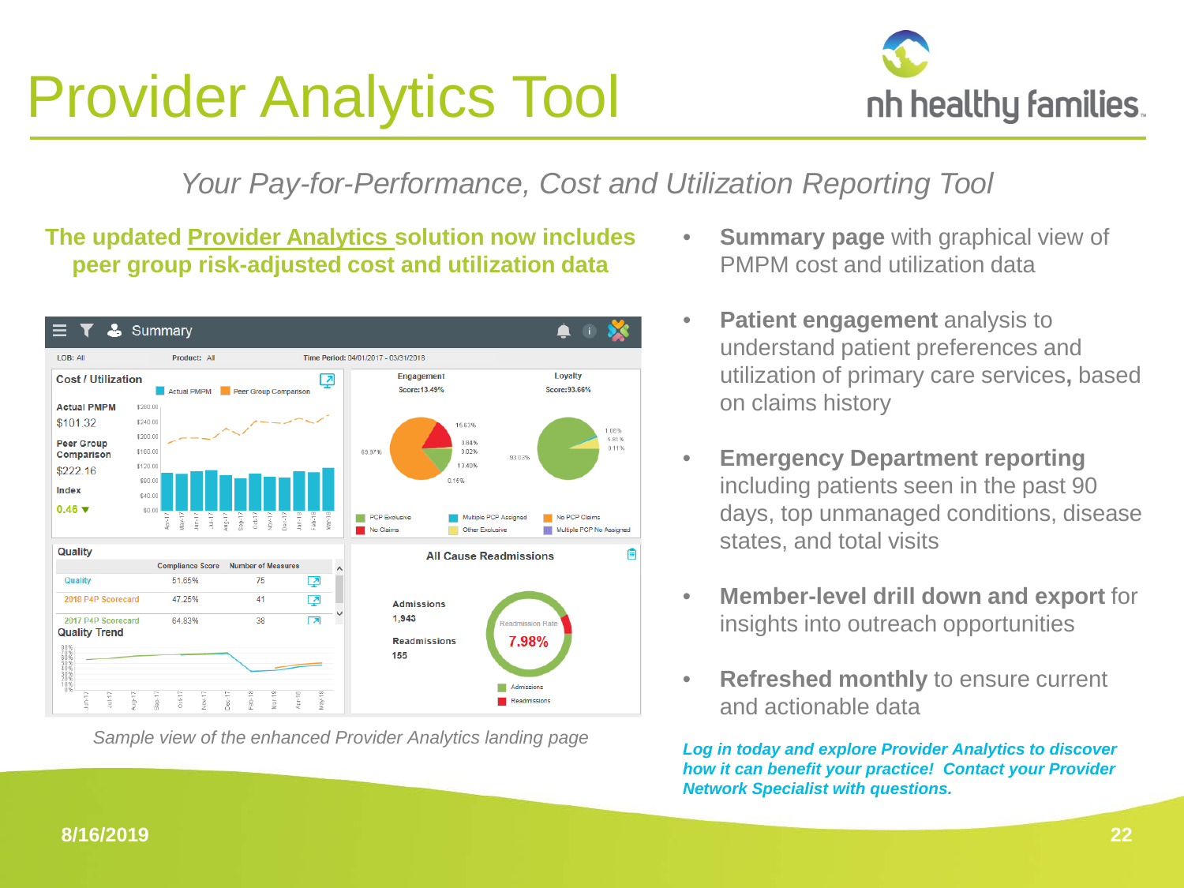# Provider Analytics Tool

nh healthy families

*Your Pay-for-Performance, Cost and Utilization Reporting Tool*

**The updated Provider Analytics solution now includes peer group risk-adjusted cost and utilization data**

*Sample view of the enhanced Provider Analytics landing page*

- **Summary page** with graphical view of PMPM cost and utilization data
- **Patient engagement** analysis to understand patient preferences and utilization of primary care services, based on claims history
- **Emergency Department reporting** including patients seen in the past 90 days, top unmanaged conditions, disease states, and total visits
- **Member-level drill down and export** for insights into outreach opportunities
- **Refreshed monthly** to ensure current and actionable data

***Log in today and explore Provider Analytics to discover how it can benefit your practice! Contact your Provider Network Specialist with questions.***

**8/16/2019**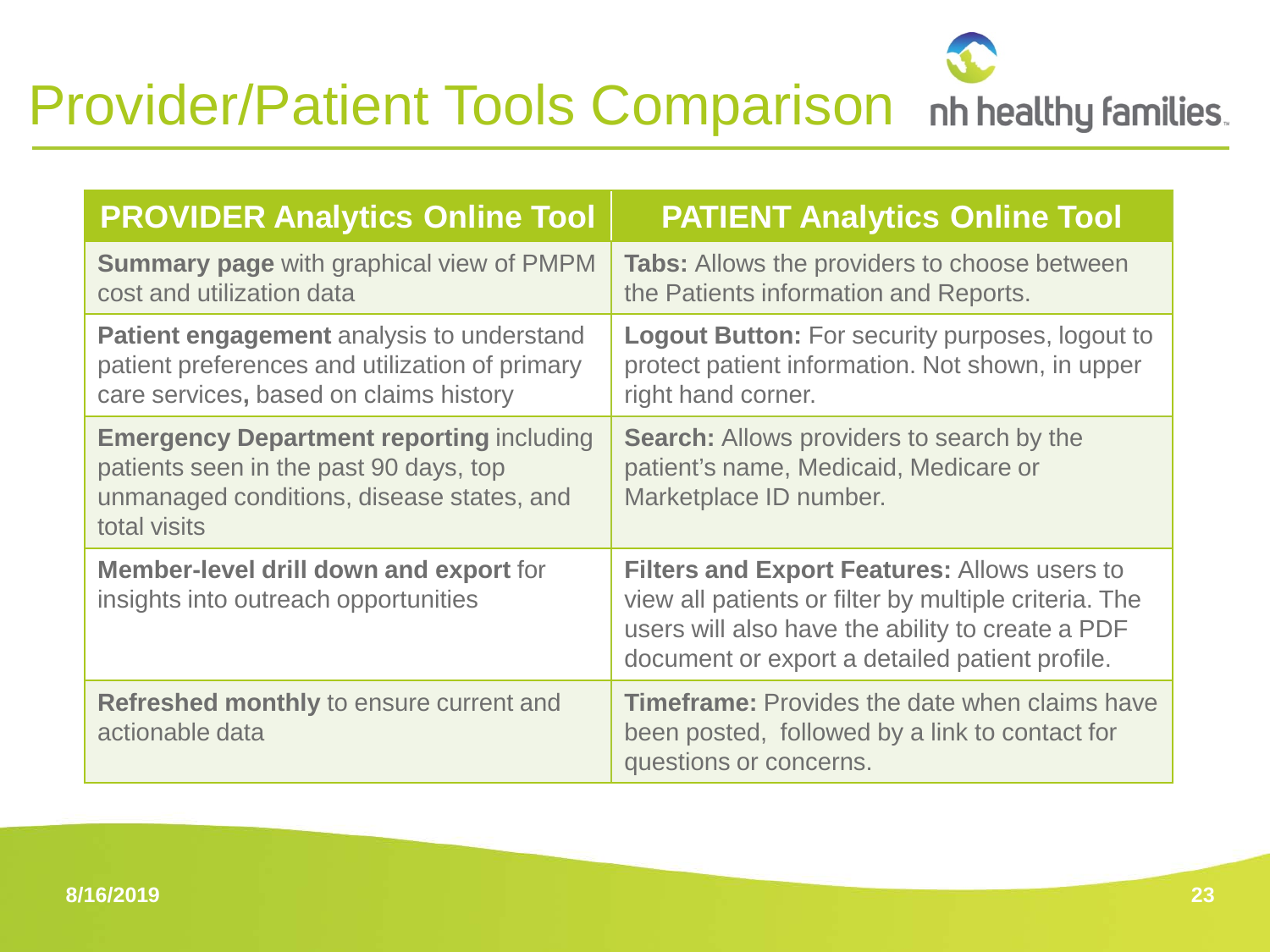# Provider/Patient Tools Comparison

| PROVIDER Analytics Online Tool | PATIENT Analytics Online Tool |
| --- | --- |
| **Summary page** with graphical view of PMPM cost and utilization data | **Tabs:** Allows the providers to choose between the Patients information and Reports. |
| **Patient engagement** analysis to understand patient preferences and utilization of primary care services**,** based on claims history | **Logout Button:** For security purposes, logout to protect patient information. Not shown, in upper right hand corner. |
| **Emergency Department reporting** including patients seen in the past 90 days, top unmanaged conditions, disease states, and total visits | **Search:** Allows providers to search by the patient's name, Medicaid, Medicare or Marketplace ID number. |
| **Member-level drill down and export** for insights into outreach opportunities | **Filters and Export Features:** Allows users to view all patients or filter by multiple criteria. The users will also have the ability to create a PDF document or export a detailed patient profile. |
| **Refreshed monthly** to ensure current and actionable data | **Timeframe:** Provides the date when claims have been posted, followed by a link to contact for questions or concerns. |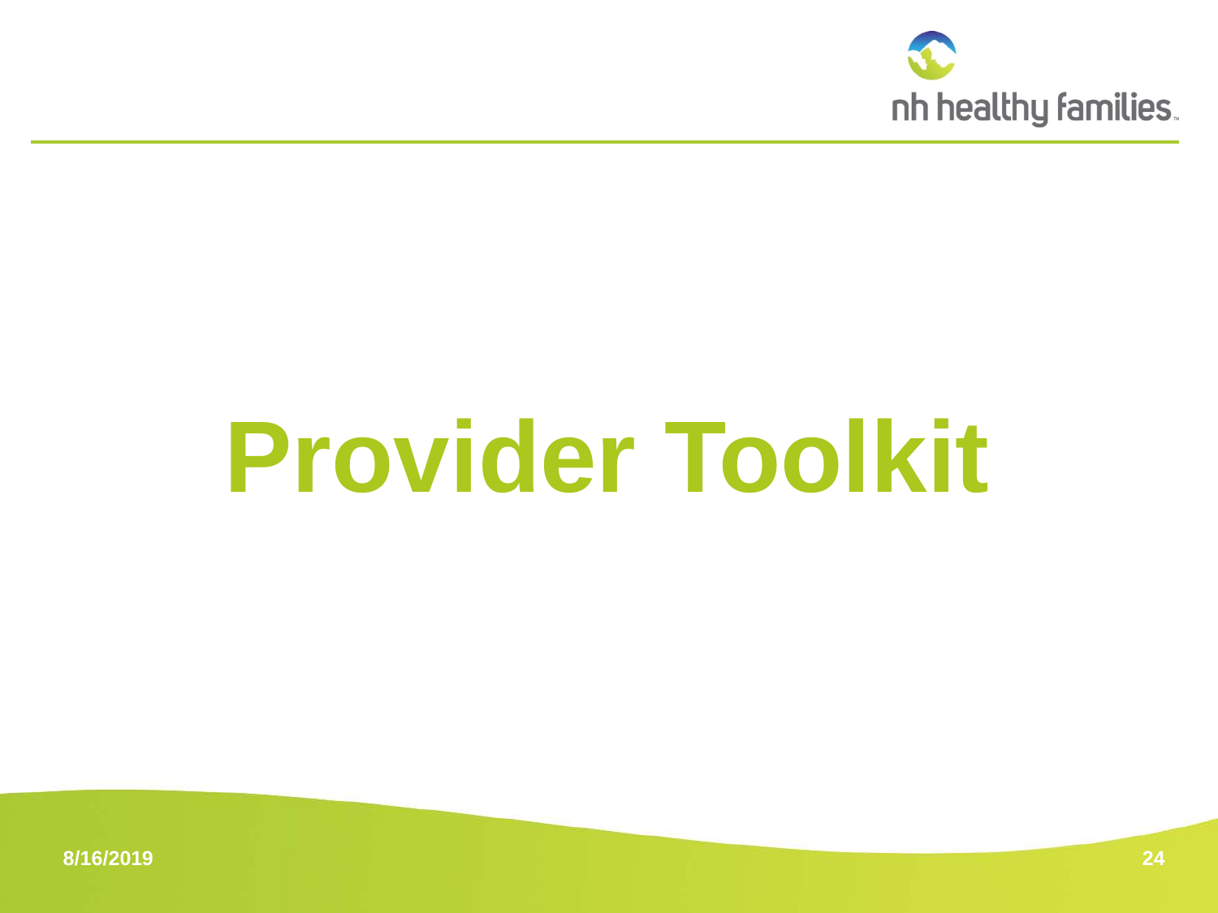# Provider Toolkit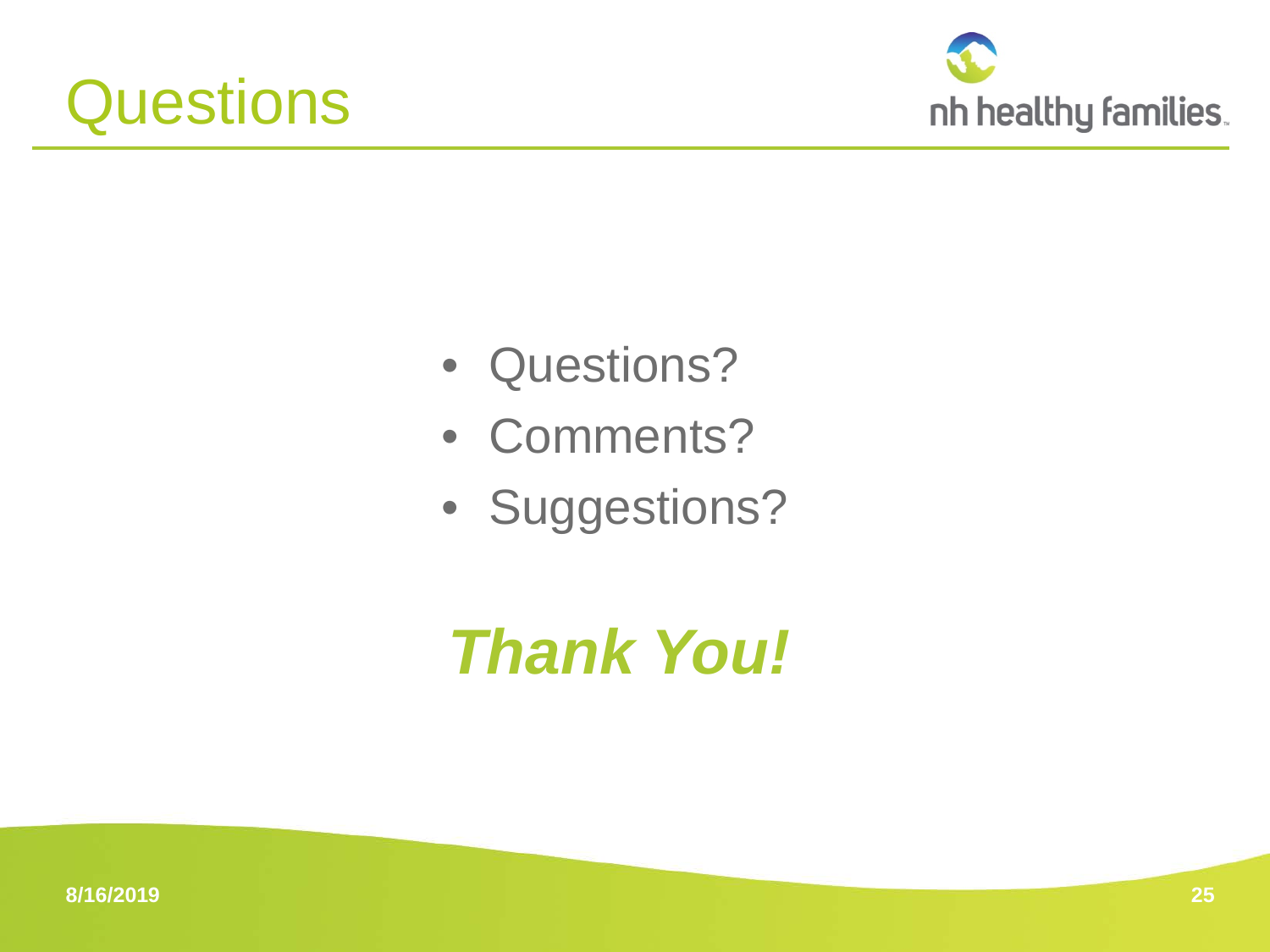# Questions

nh healthy families

- Questions?
- Comments?
- Suggestions?

***Thank You!***